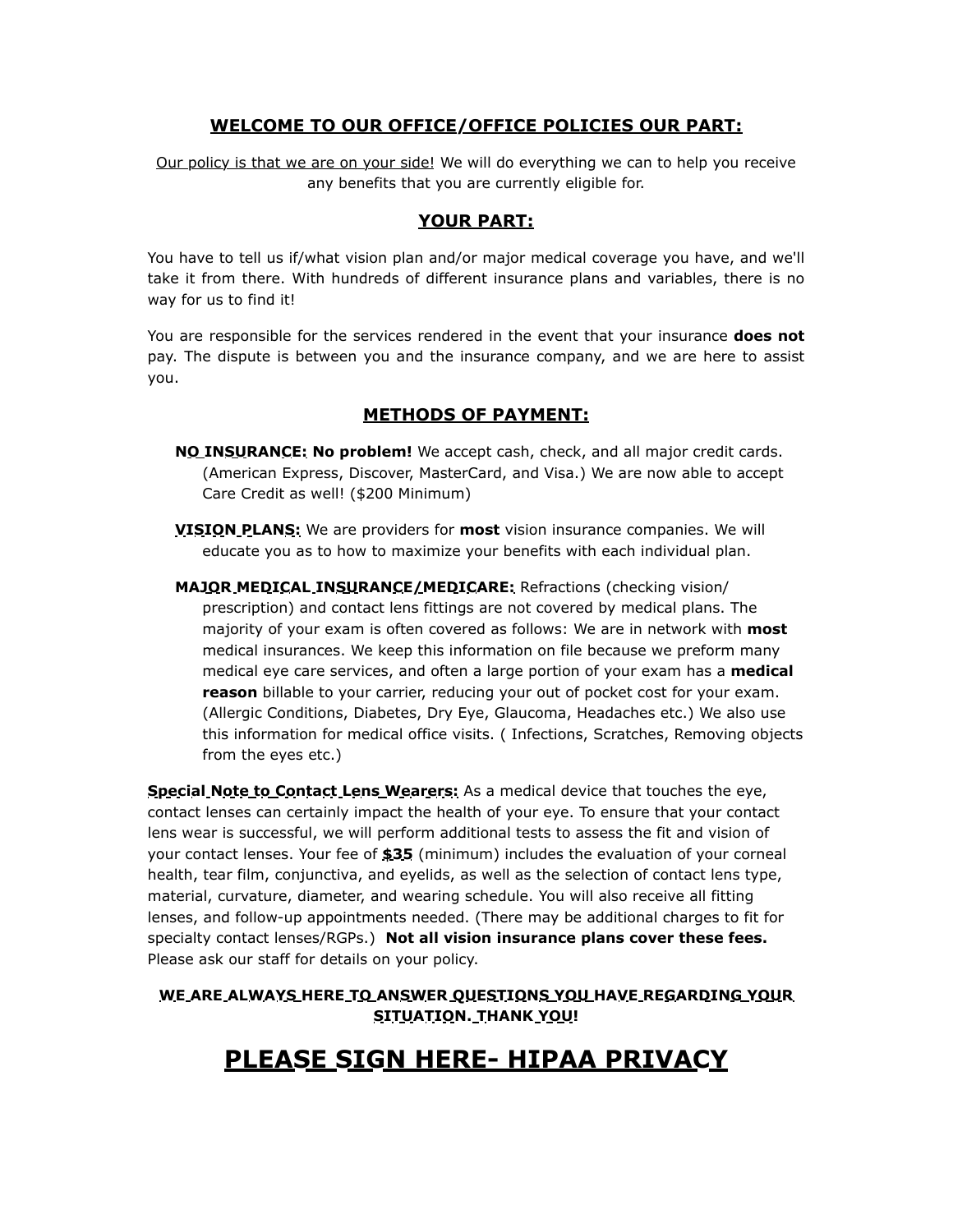## WELCOME TO OUR OFFICE/OFFICE POLICIES OUR PART:

Our policy is that we are on your side! We will do everything we can to help you receive any benefits that you are currently eligible for.

## YOUR PART:

You have to tell us if/what vision plan and/or major medical coverage you have, and we'll take it from there. With hundreds of different insurance plans and variables, there is no way for us to find it!

You are responsible for the services rendered in the event that your insurance **does not** pay. The dispute is between you and the insurance company, and we are here to assist you.

## METHODS OF PAYMENT:

- **NO INSURANCE: No problem!** We accept cash, check, and all major credit cards. (American Express, Discover, MasterCard, and Visa.) We are now able to accept Care Credit as well! ($200 Minimum)
- **VISION PLANS:** We are providers for **most** vision insurance companies. We will educate you as to how to maximize your benefits with each individual plan.
- **MAJOR MEDICAL INSURANCE/MEDICARE:** Refractions (checking vision/ prescription) and contact lens fittings are not covered by medical plans. The majority of your exam is often covered as follows: We are in network with **most** medical insurances. We keep this information on file because we preform many medical eye care services, and often a large portion of your exam has a **medical reason** billable to your carrier, reducing your out of pocket cost for your exam. (Allergic Conditions, Diabetes, Dry Eye, Glaucoma, Headaches etc.) We also use this information for medical office visits. ( Infections, Scratches, Removing objects from the eyes etc.)

**Special Note to Contact Lens Wearers:** As a medical device that touches the eye, contact lenses can certainly impact the health of your eye. To ensure that your contact lens wear is successful, we will perform additional tests to assess the fit and vision of your contact lenses. Your fee of **$35** (minimum) includes the evaluation of your corneal health, tear film, conjunctiva, and eyelids, as well as the selection of contact lens type, material, curvature, diameter, and wearing schedule. You will also receive all fitting lenses, and follow-up appointments needed. (There may be additional charges to fit for specialty contact lenses/RGPs.) **Not all vision insurance plans cover these fees.** Please ask our staff for details on your policy.

**WE ARE ALWAYS HERE TO ANSWER QUESTIONS YOU HAVE REGARDING YOUR SITUATION. THANK YOU!**

# PLEASE SIGN HERE- HIPAA PRIVACY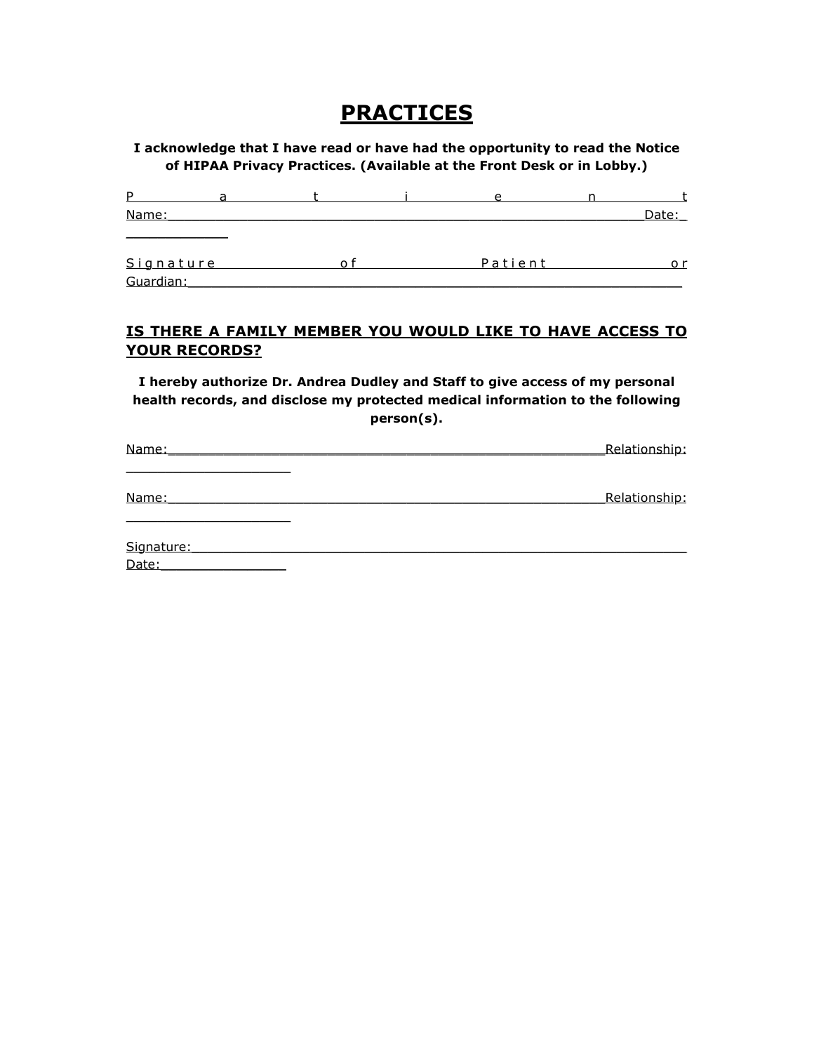# PRACTICES

**I acknowledge that I have read or have had the opportunity to read the Notice of HIPAA Privacy Practices. (Available at the Front Desk or in Lobby.)**

Patient Name:___________________________________________________________Date:_____________

Signature of Patient or Guardian:_______________________________________________________________

## IS THERE A FAMILY MEMBER YOU WOULD LIKE TO HAVE ACCESS TO YOUR RECORDS?

**I hereby authorize Dr. Andrea Dudley and Staff to give access of my personal health records, and disclose my protected medical information to the following person(s).**

Name:_______________________________________________________Relationship:_____________________

Name:_______________________________________________________Relationship:_____________________

Signature:_______________________________________________________________ Date:________________